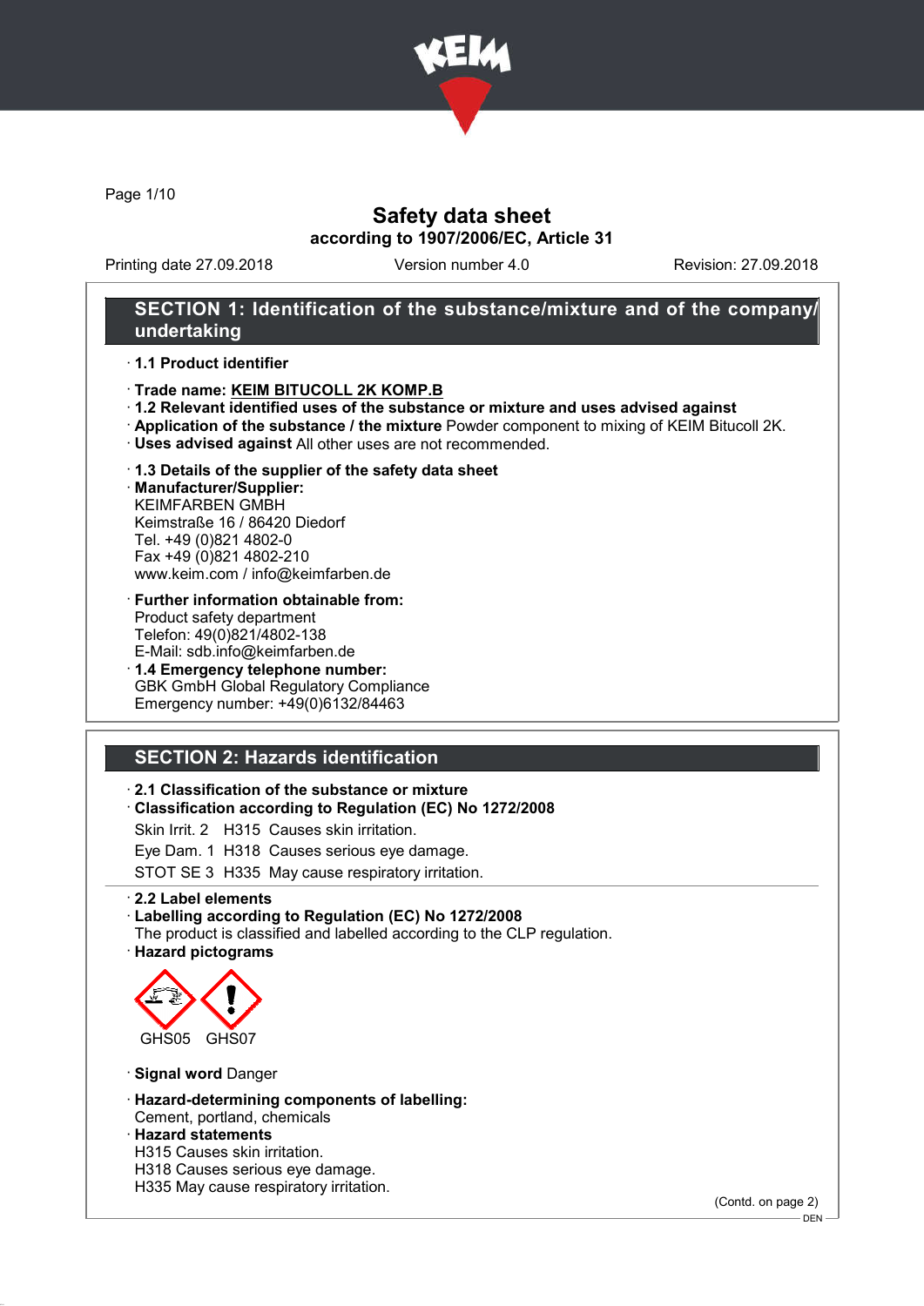# Safety data sheet
## according to 1907/2006/EC, Article 31

Printing date 27.09.2018 | Version number 4.0 | Revision: 27.09.2018

## SECTION 1: Identification of the substance/mixture and of the company/undertaking

· **1.1 Product identifier**

· **Trade name: KEIM BITUCOLL 2K KOMP.B**

· **1.2 Relevant identified uses of the substance or mixture and uses advised against**

· **Application of the substance / the mixture** Powder component to mixing of KEIM Bitucoll 2K.

· **Uses advised against** All other uses are not recommended.

· **1.3 Details of the supplier of the safety data sheet**

· **Manufacturer/Supplier:**
KEIMFARBEN GMBH
Keimstraße 16 / 86420 Diedorf
Tel. +49 (0)821 4802-0
Fax +49 (0)821 4802-210
www.keim.com / info@keimfarben.de

· **Further information obtainable from:**
Product safety department
Telefon: 49(0)821/4802-138
E-Mail: sdb.info@keimfarben.de

· **1.4 Emergency telephone number:**
GBK GmbH Global Regulatory Compliance
Emergency number: +49(0)6132/84463

## SECTION 2: Hazards identification

· **2.1 Classification of the substance or mixture**

· **Classification according to Regulation (EC) No 1272/2008**

Skin Irrit. 2 H315 Causes skin irritation.

Eye Dam. 1 H318 Causes serious eye damage.

STOT SE 3 H335 May cause respiratory irritation.

· **2.2 Label elements**

· **Labelling according to Regulation (EC) No 1272/2008**
The product is classified and labelled according to the CLP regulation.

· **Hazard pictograms**

GHS05 GHS07

· **Signal word** Danger

· **Hazard-determining components of labelling:**
Cement, portland, chemicals

· **Hazard statements**
H315 Causes skin irritation.
H318 Causes serious eye damage.
H335 May cause respiratory irritation.

(Contd. on page 2)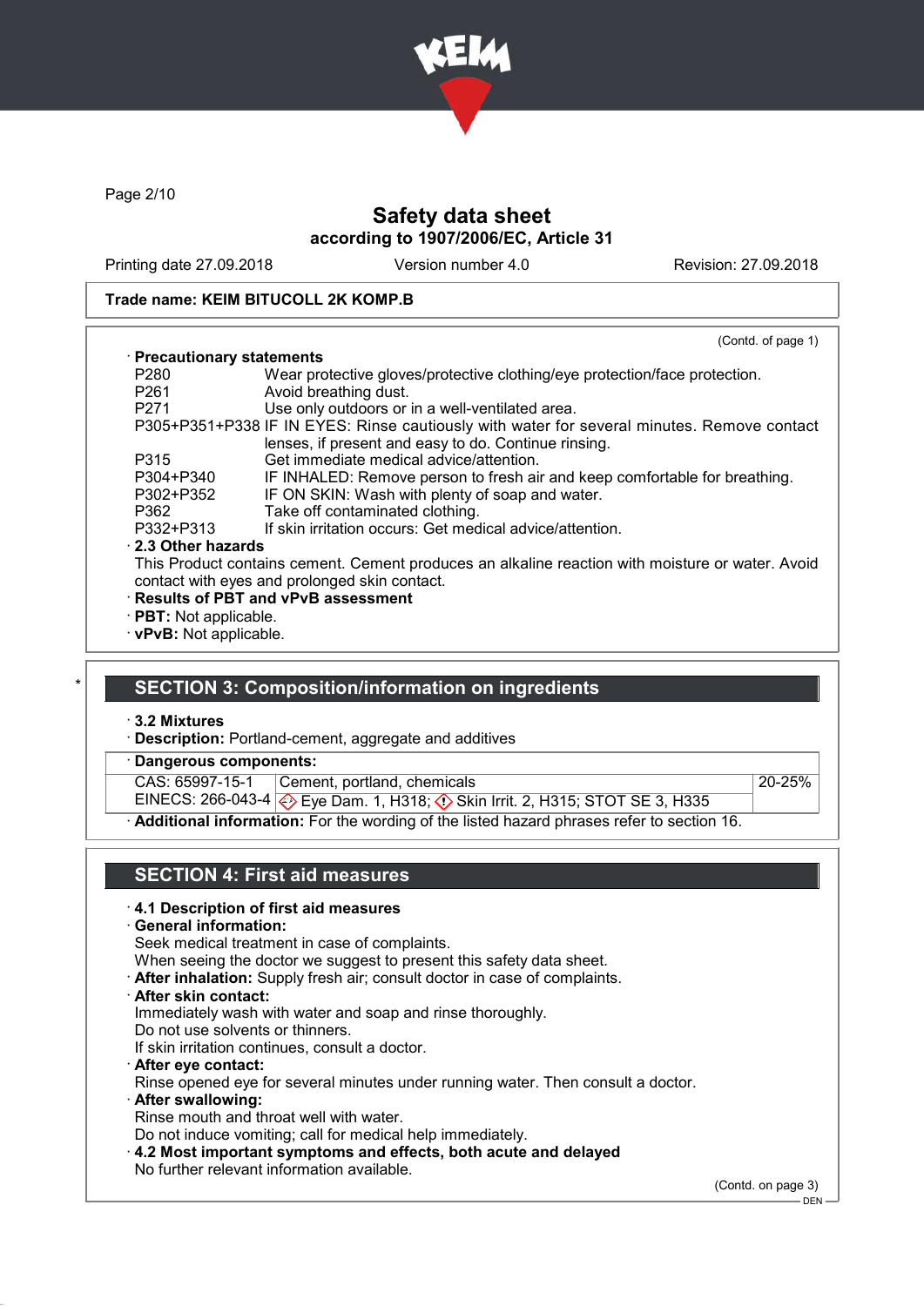**Trade name: KEIM BITUCOLL 2K KOMP.B**

(Contd. of page 1)

· **Precautionary statements**

| | |
|---|---|
| P280 | Wear protective gloves/protective clothing/eye protection/face protection. |
| P261 | Avoid breathing dust. |
| P271 | Use only outdoors or in a well-ventilated area. |
| P305+P351+P338 | IF IN EYES: Rinse cautiously with water for several minutes. Remove contact lenses, if present and easy to do. Continue rinsing. |
| P315 | Get immediate medical advice/attention. |
| P304+P340 | IF INHALED: Remove person to fresh air and keep comfortable for breathing. |
| P302+P352 | IF ON SKIN: Wash with plenty of soap and water. |
| P362 | Take off contaminated clothing. |
| P332+P313 | If skin irritation occurs: Get medical advice/attention. |

· **2.3 Other hazards**

This Product contains cement. Cement produces an alkaline reaction with moisture or water. Avoid contact with eyes and prolonged skin contact.

· **Results of PBT and vPvB assessment**

· **PBT:** Not applicable.

· **vPvB:** Not applicable.

## SECTION 3: Composition/information on ingredients

· **3.2 Mixtures**

· **Description:** Portland-cement, aggregate and additives

· **Dangerous components:**

| | | |
|---|---|---|
| CAS: 65997-15-1<br>EINECS: 266-043-4 | Cement, portland, chemicals<br>Eye Dam. 1, H318; Skin Irrit. 2, H315; STOT SE 3, H335 | 20-25% |

· **Additional information:** For the wording of the listed hazard phrases refer to section 16.

## SECTION 4: First aid measures

· **4.1 Description of first aid measures**

· **General information:**

Seek medical treatment in case of complaints.

When seeing the doctor we suggest to present this safety data sheet.

· **After inhalation:** Supply fresh air; consult doctor in case of complaints.

· **After skin contact:**

Immediately wash with water and soap and rinse thoroughly.

Do not use solvents or thinners.

If skin irritation continues, consult a doctor.

· **After eye contact:**

Rinse opened eye for several minutes under running water. Then consult a doctor.

· **After swallowing:**

Rinse mouth and throat well with water.

Do not induce vomiting; call for medical help immediately.

· **4.2 Most important symptoms and effects, both acute and delayed**

No further relevant information available.

(Contd. on page 3)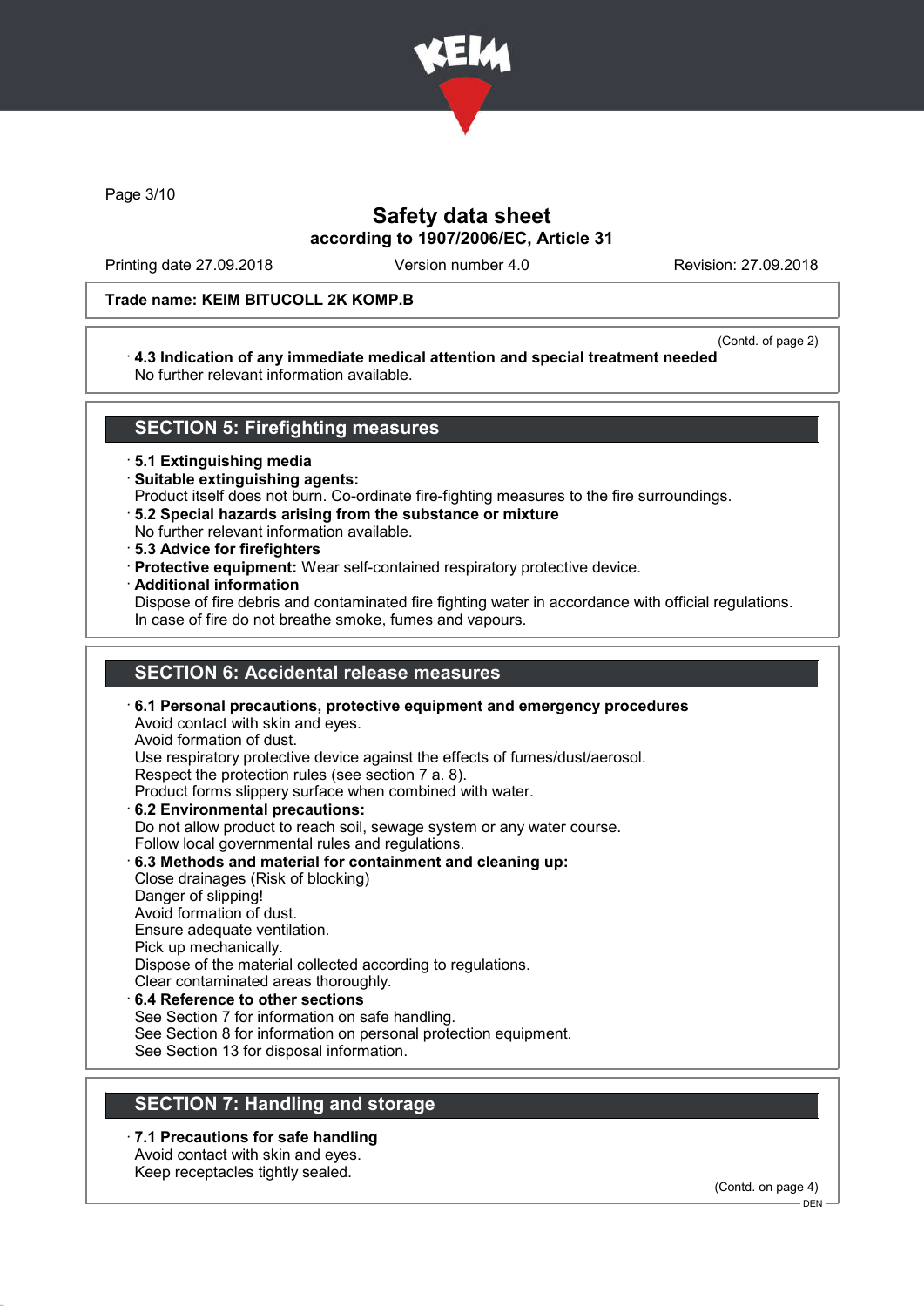**Trade name: KEIM BITUCOLL 2K KOMP.B**

(Contd. of page 2)

· **4.3 Indication of any immediate medical attention and special treatment needed**
No further relevant information available.

## SECTION 5: Firefighting measures

· **5.1 Extinguishing media**
· **Suitable extinguishing agents:**
Product itself does not burn. Co-ordinate fire-fighting measures to the fire surroundings.
· **5.2 Special hazards arising from the substance or mixture**
No further relevant information available.
· **5.3 Advice for firefighters**
· **Protective equipment:** Wear self-contained respiratory protective device.
· **Additional information**
Dispose of fire debris and contaminated fire fighting water in accordance with official regulations.
In case of fire do not breathe smoke, fumes and vapours.

## SECTION 6: Accidental release measures

· **6.1 Personal precautions, protective equipment and emergency procedures**
Avoid contact with skin and eyes.
Avoid formation of dust.
Use respiratory protective device against the effects of fumes/dust/aerosol.
Respect the protection rules (see section 7 a. 8).
Product forms slippery surface when combined with water.
· **6.2 Environmental precautions:**
Do not allow product to reach soil, sewage system or any water course.
Follow local governmental rules and regulations.
· **6.3 Methods and material for containment and cleaning up:**
Close drainages (Risk of blocking)
Danger of slipping!
Avoid formation of dust.
Ensure adequate ventilation.
Pick up mechanically.
Dispose of the material collected according to regulations.
Clear contaminated areas thoroughly.
· **6.4 Reference to other sections**
See Section 7 for information on safe handling.
See Section 8 for information on personal protection equipment.
See Section 13 for disposal information.

## SECTION 7: Handling and storage

· **7.1 Precautions for safe handling**
Avoid contact with skin and eyes.
Keep receptacles tightly sealed.

(Contd. on page 4)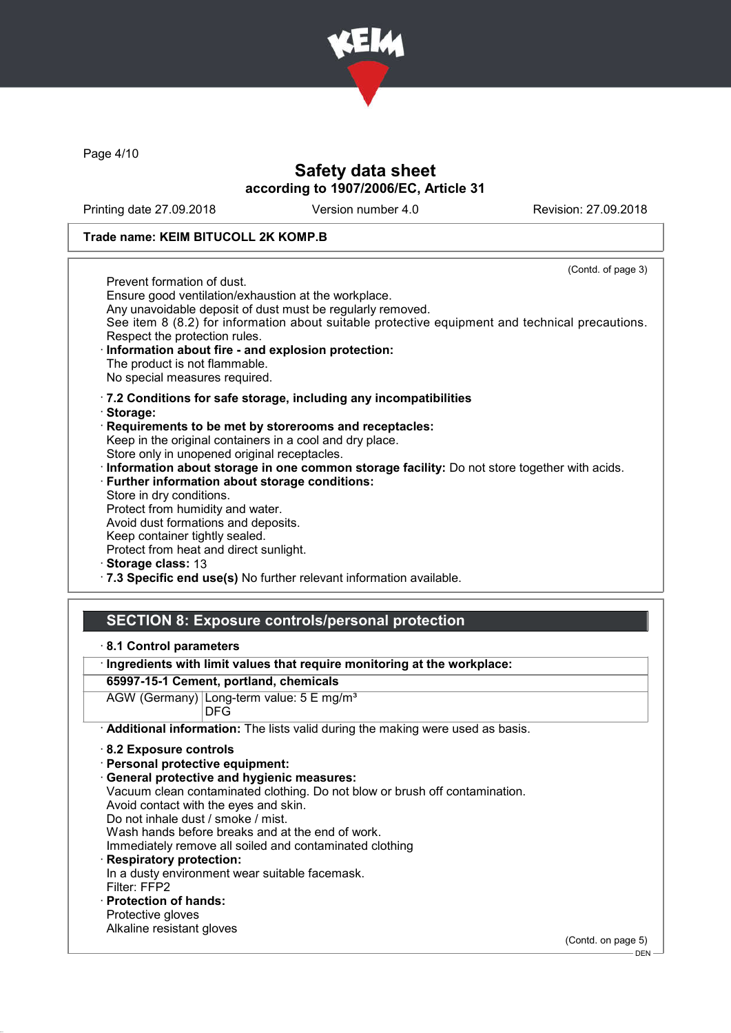(Contd. of page 3)

Prevent formation of dust.
Ensure good ventilation/exhaustion at the workplace.
Any unavoidable deposit of dust must be regularly removed.
See item 8 (8.2) for information about suitable protective equipment and technical precautions.
Respect the protection rules.

· **Information about fire - and explosion protection:**
The product is not flammable.
No special measures required.

· **7.2 Conditions for safe storage, including any incompatibilities**
· **Storage:**
· **Requirements to be met by storerooms and receptacles:**
Keep in the original containers in a cool and dry place.
Store only in unopened original receptacles.
· **Information about storage in one common storage facility:** Do not store together with acids.
· **Further information about storage conditions:**
Store in dry conditions.
Protect from humidity and water.
Avoid dust formations and deposits.
Keep container tightly sealed.
Protect from heat and direct sunlight.
· **Storage class:** 13
· **7.3 Specific end use(s)** No further relevant information available.

## SECTION 8: Exposure controls/personal protection

· **8.1 Control parameters**

| · **Ingredients with limit values that require monitoring at the workplace:** | |
|---|---|
| **65997-15-1 Cement, portland, chemicals** | |
| AGW (Germany) | Long-term value: 5 E mg/m³<br>DFG |

· **Additional information:** The lists valid during the making were used as basis.

· **8.2 Exposure controls**
· **Personal protective equipment:**
· **General protective and hygienic measures:**
Vacuum clean contaminated clothing. Do not blow or brush off contamination.
Avoid contact with the eyes and skin.
Do not inhale dust / smoke / mist.
Wash hands before breaks and at the end of work.
Immediately remove all soiled and contaminated clothing
· **Respiratory protection:**
In a dusty environment wear suitable facemask.
Filter: FFP2
· **Protection of hands:**
Protective gloves
Alkaline resistant gloves

(Contd. on page 5)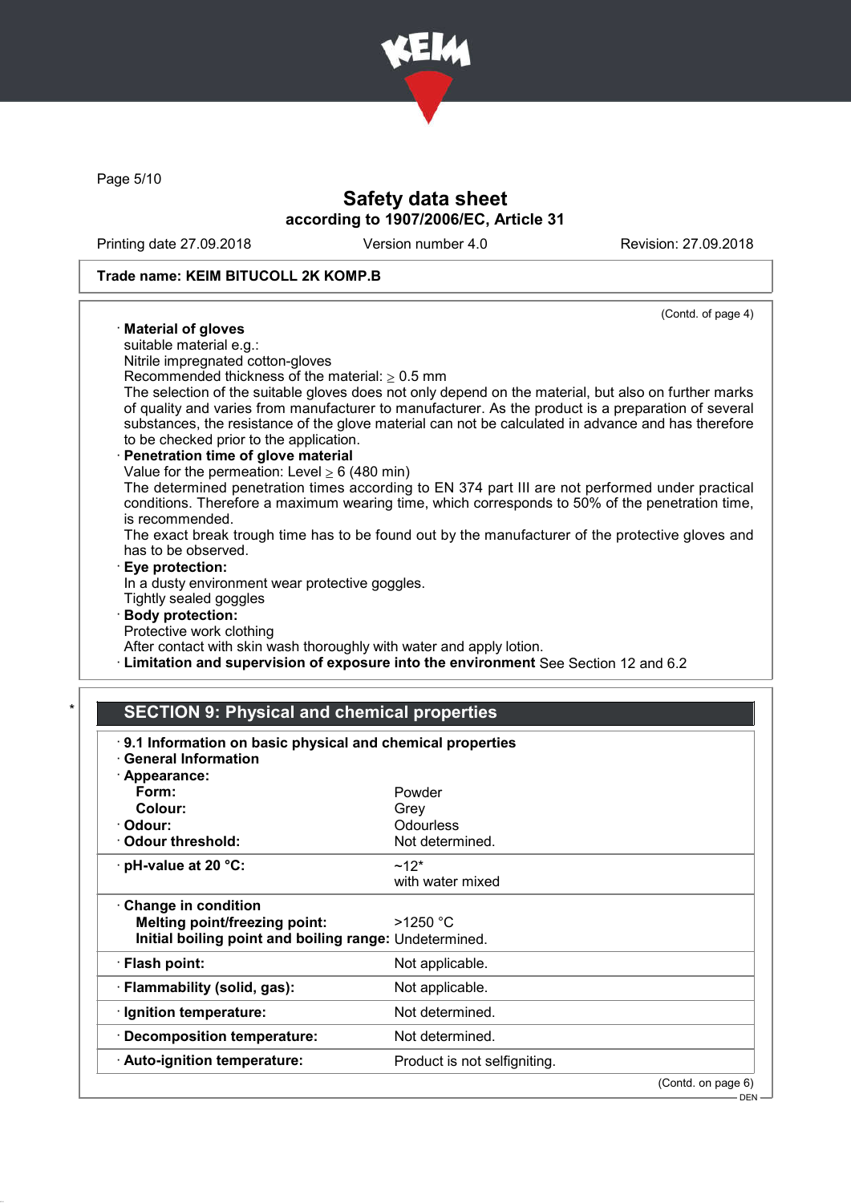Trade name: KEIM BITUCOLL 2K KOMP.B

(Contd. of page 4)

· **Material of gloves**
suitable material e.g.:
Nitrile impregnated cotton-gloves
Recommended thickness of the material: ≥ 0.5 mm
The selection of the suitable gloves does not only depend on the material, but also on further marks of quality and varies from manufacturer to manufacturer. As the product is a preparation of several substances, the resistance of the glove material can not be calculated in advance and has therefore to be checked prior to the application.

· **Penetration time of glove material**
Value for the permeation: Level ≥ 6 (480 min)
The determined penetration times according to EN 374 part III are not performed under practical conditions. Therefore a maximum wearing time, which corresponds to 50% of the penetration time, is recommended.
The exact break trough time has to be found out by the manufacturer of the protective gloves and has to be observed.

· **Eye protection:**
In a dusty environment wear protective goggles.
Tightly sealed goggles

· **Body protection:**
Protective work clothing
After contact with skin wash thoroughly with water and apply lotion.

· **Limitation and supervision of exposure into the environment** See Section 12 and 6.2

\* 

## SECTION 9: Physical and chemical properties

· **9.1 Information on basic physical and chemical properties**
· **General Information**
· **Appearance:**

| | |
|---|---|
| **Form:** | Powder |
| **Colour:** | Grey |
| · **Odour:** | Odourless |
| · **Odour threshold:** | Not determined. |
| · **pH-value at 20 °C:** | ~12* with water mixed |
| · **Change in condition** | |
| **Melting point/freezing point:** | >1250 °C |
| **Initial boiling point and boiling range:** | Undetermined. |
| · **Flash point:** | Not applicable. |
| · **Flammability (solid, gas):** | Not applicable. |
| · **Ignition temperature:** | Not determined. |
| · **Decomposition temperature:** | Not determined. |
| · **Auto-ignition temperature:** | Product is not selfigniting. |

(Contd. on page 6)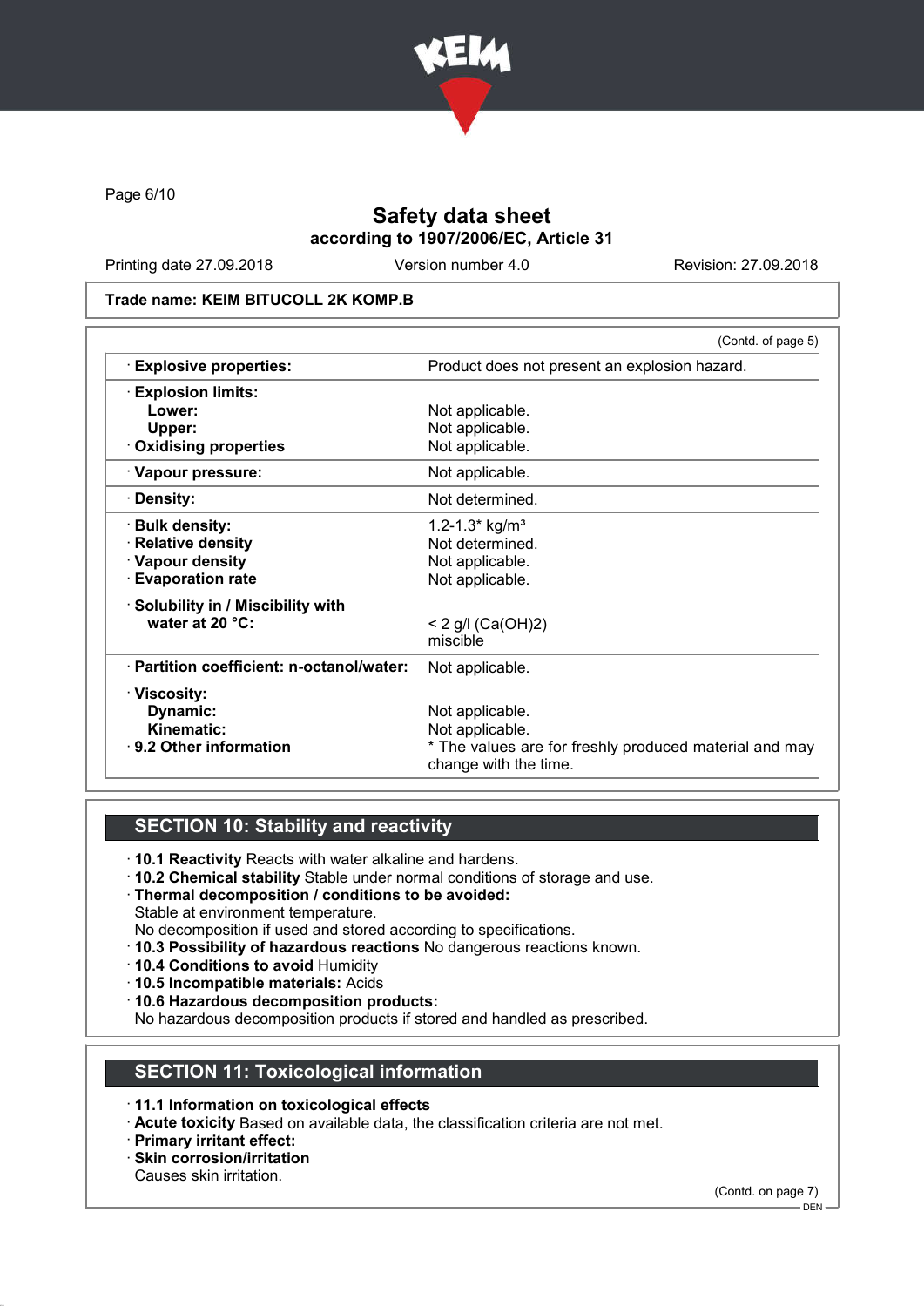**Trade name: KEIM BITUCOLL 2K KOMP.B**

(Contd. of page 5)

| | |
|---|---|
| · **Explosive properties:** | Product does not present an explosion hazard. |
| · **Explosion limits:** | |
| **Lower:** | Not applicable. |
| **Upper:** | Not applicable. |
| · **Oxidising properties** | Not applicable. |
| · **Vapour pressure:** | Not applicable. |
| · **Density:** | Not determined. |
| · **Bulk density:** | 1.2-1.3* kg/m³ |
| · **Relative density** | Not determined. |
| · **Vapour density** | Not applicable. |
| · **Evaporation rate** | Not applicable. |
| · **Solubility in / Miscibility with water at 20 °C:** | < 2 g/l (Ca(OH)2) miscible |
| · **Partition coefficient: n-octanol/water:** | Not applicable. |
| · **Viscosity:** | |
| **Dynamic:** | Not applicable. |
| **Kinematic:** | Not applicable. |
| · **9.2 Other information** | * The values are for freshly produced material and may change with the time. |

## SECTION 10: Stability and reactivity

· **10.1 Reactivity** Reacts with water alkaline and hardens.
· **10.2 Chemical stability** Stable under normal conditions of storage and use.
· **Thermal decomposition / conditions to be avoided:**
Stable at environment temperature.
No decomposition if used and stored according to specifications.
· **10.3 Possibility of hazardous reactions** No dangerous reactions known.
· **10.4 Conditions to avoid** Humidity
· **10.5 Incompatible materials:** Acids
· **10.6 Hazardous decomposition products:**
No hazardous decomposition products if stored and handled as prescribed.

## SECTION 11: Toxicological information

· **11.1 Information on toxicological effects**
· **Acute toxicity** Based on available data, the classification criteria are not met.
· **Primary irritant effect:**
· **Skin corrosion/irritation**
Causes skin irritation.

(Contd. on page 7)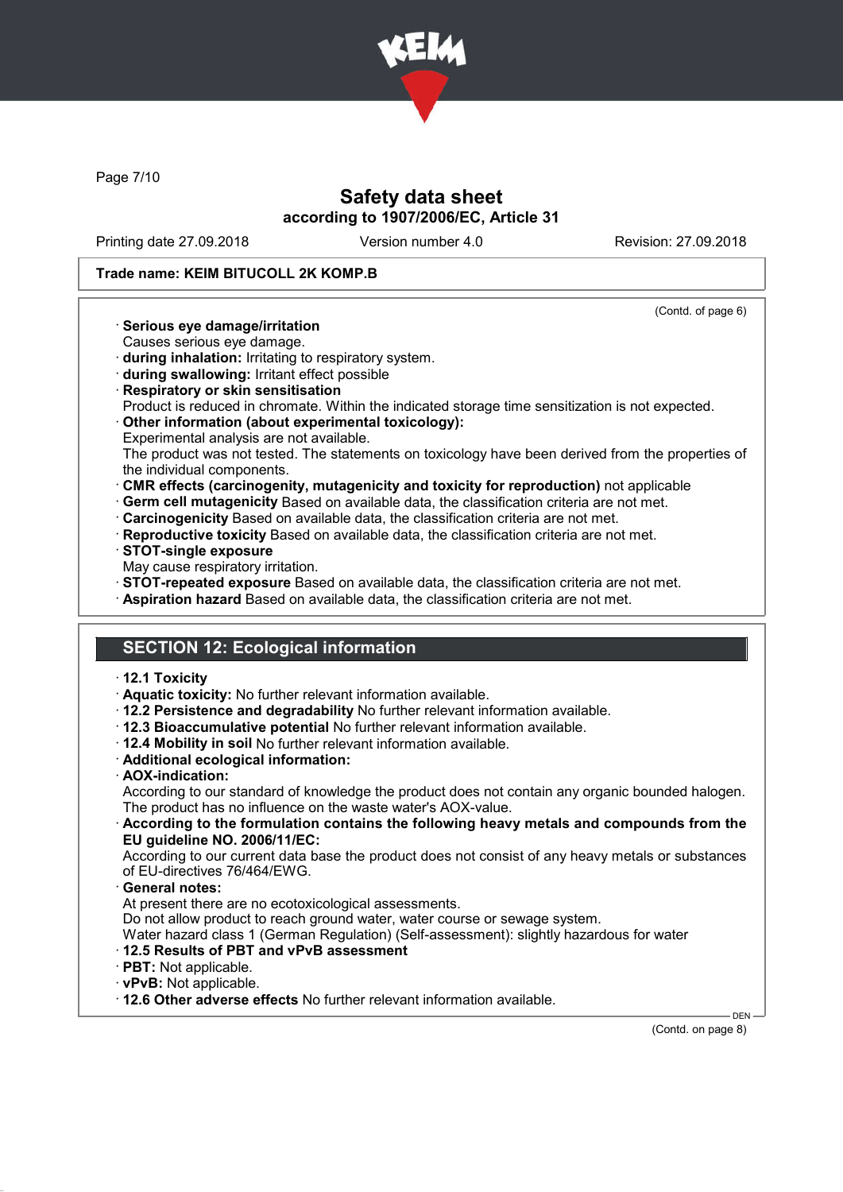Trade name: KEIM BITUCOLL 2K KOMP.B

(Contd. of page 6)

· **Serious eye damage/irritation**
Causes serious eye damage.
· **during inhalation:** Irritating to respiratory system.
· **during swallowing:** Irritant effect possible
· **Respiratory or skin sensitisation**
Product is reduced in chromate. Within the indicated storage time sensitization is not expected.
· **Other information (about experimental toxicology):**
Experimental analysis are not available.
The product was not tested. The statements on toxicology have been derived from the properties of the individual components.
· **CMR effects (carcinogenity, mutagenicity and toxicity for reproduction)** not applicable
· **Germ cell mutagenicity** Based on available data, the classification criteria are not met.
· **Carcinogenicity** Based on available data, the classification criteria are not met.
· **Reproductive toxicity** Based on available data, the classification criteria are not met.
· **STOT-single exposure**
May cause respiratory irritation.
· **STOT-repeated exposure** Based on available data, the classification criteria are not met.
· **Aspiration hazard** Based on available data, the classification criteria are not met.

## SECTION 12: Ecological information

· **12.1 Toxicity**
· **Aquatic toxicity:** No further relevant information available.
· **12.2 Persistence and degradability** No further relevant information available.
· **12.3 Bioaccumulative potential** No further relevant information available.
· **12.4 Mobility in soil** No further relevant information available.
· **Additional ecological information:**
· **AOX-indication:**
According to our standard of knowledge the product does not contain any organic bounded halogen. The product has no influence on the waste water's AOX-value.
· **According to the formulation contains the following heavy metals and compounds from the EU guideline NO. 2006/11/EC:**
According to our current data base the product does not consist of any heavy metals or substances of EU-directives 76/464/EWG.
· **General notes:**
At present there are no ecotoxicological assessments.
Do not allow product to reach ground water, water course or sewage system.
Water hazard class 1 (German Regulation) (Self-assessment): slightly hazardous for water
· **12.5 Results of PBT and vPvB assessment**
· **PBT:** Not applicable.
· **vPvB:** Not applicable.
· **12.6 Other adverse effects** No further relevant information available.

(Contd. on page 8)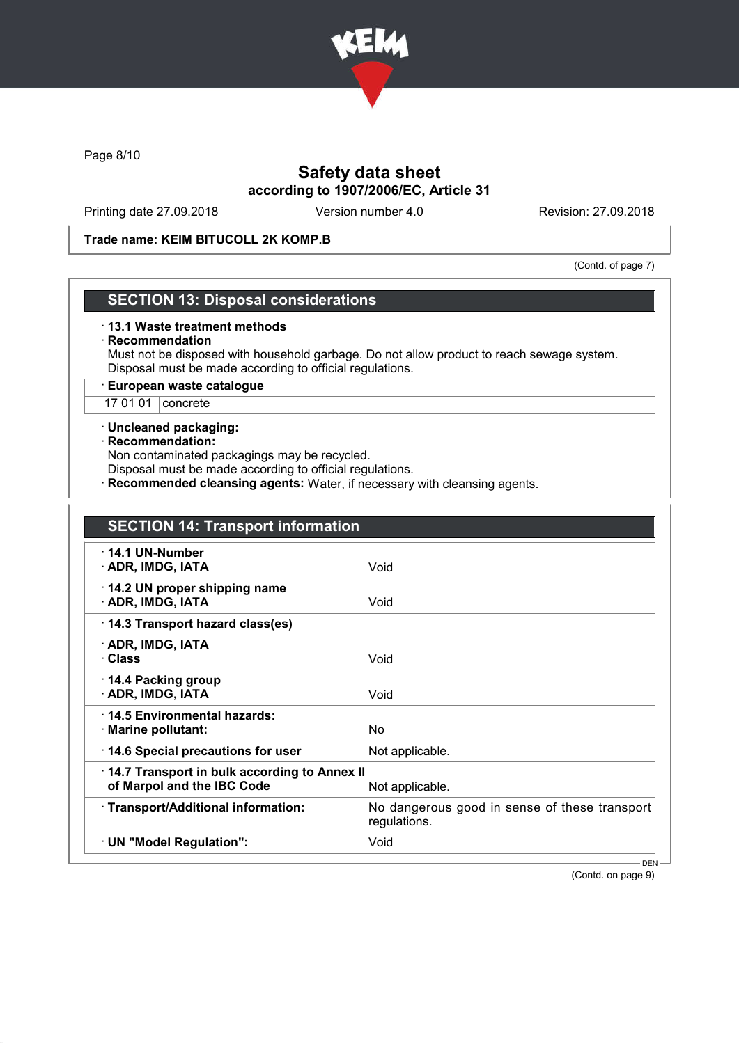**Safety data sheet**
**according to 1907/2006/EC, Article 31**

Printing date 27.09.2018 | Version number 4.0 | Revision: 27.09.2018

**Trade name: KEIM BITUCOLL 2K KOMP.B**

(Contd. of page 7)

## SECTION 13: Disposal considerations

· **13.1 Waste treatment methods**
· **Recommendation**
Must not be disposed with household garbage. Do not allow product to reach sewage system.
Disposal must be made according to official regulations.

| · European waste catalogue | |
|---|---|
| 17 01 01 | concrete |

· **Uncleaned packaging:**
· **Recommendation:**
Non contaminated packagings may be recycled.
Disposal must be made according to official regulations.
· **Recommended cleansing agents:** Water, if necessary with cleansing agents.

## SECTION 14: Transport information

| | |
|---|---|
| · **14.1 UN-Number**<br>· **ADR, IMDG, IATA** | Void |
| · **14.2 UN proper shipping name**<br>· **ADR, IMDG, IATA** | Void |
| · **14.3 Transport hazard class(es)**<br>· **ADR, IMDG, IATA**<br>· **Class** | Void |
| · **14.4 Packing group**<br>· **ADR, IMDG, IATA** | Void |
| · **14.5 Environmental hazards:**<br>· **Marine pollutant:** | No |
| · **14.6 Special precautions for user** | Not applicable. |
| · **14.7 Transport in bulk according to Annex II of Marpol and the IBC Code** | Not applicable. |
| · **Transport/Additional information:** | No dangerous good in sense of these transport regulations. |
| · **UN "Model Regulation":** | Void |

DEN

(Contd. on page 9)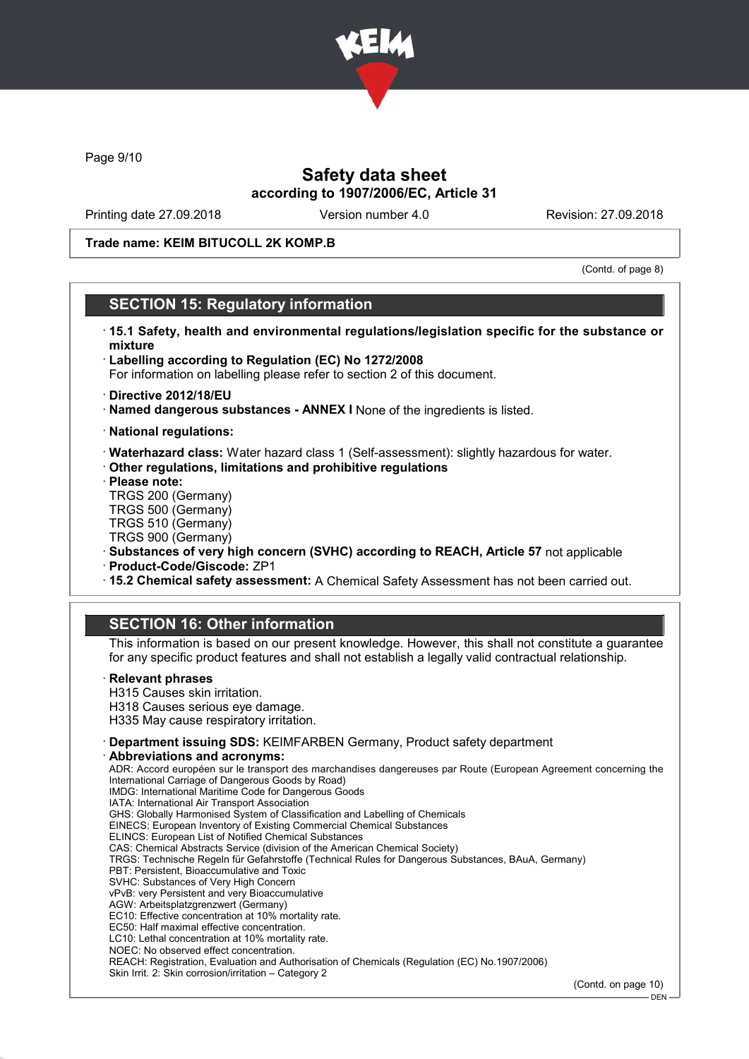Trade name: KEIM BITUCOLL 2K KOMP.B

(Contd. of page 8)

## SECTION 15: Regulatory information

· **15.1 Safety, health and environmental regulations/legislation specific for the substance or mixture**
· **Labelling according to Regulation (EC) No 1272/2008**
For information on labelling please refer to section 2 of this document.

· **Directive 2012/18/EU**
· **Named dangerous substances - ANNEX I** None of the ingredients is listed.

· **National regulations:**

· **Waterhazard class:** Water hazard class 1 (Self-assessment): slightly hazardous for water.
· **Other regulations, limitations and prohibitive regulations**
· **Please note:**
TRGS 200 (Germany)
TRGS 500 (Germany)
TRGS 510 (Germany)
TRGS 900 (Germany)
· **Substances of very high concern (SVHC) according to REACH, Article 57** not applicable
· **Product-Code/Giscode:** ZP1
· **15.2 Chemical safety assessment:** A Chemical Safety Assessment has not been carried out.

## SECTION 16: Other information

This information is based on our present knowledge. However, this shall not constitute a guarantee for any specific product features and shall not establish a legally valid contractual relationship.

· **Relevant phrases**
H315 Causes skin irritation.
H318 Causes serious eye damage.
H335 May cause respiratory irritation.

· **Department issuing SDS:** KEIMFARBEN Germany, Product safety department
· **Abbreviations and acronyms:**
ADR: Accord européen sur le transport des marchandises dangereuses par Route (European Agreement concerning the International Carriage of Dangerous Goods by Road)
IMDG: International Maritime Code for Dangerous Goods
IATA: International Air Transport Association
GHS: Globally Harmonised System of Classification and Labelling of Chemicals
EINECS: European Inventory of Existing Commercial Chemical Substances
ELINCS: European List of Notified Chemical Substances
CAS: Chemical Abstracts Service (division of the American Chemical Society)
TRGS: Technische Regeln für Gefahrstoffe (Technical Rules for Dangerous Substances, BAuA, Germany)
PBT: Persistent, Bioaccumulative and Toxic
SVHC: Substances of Very High Concern
vPvB: very Persistent and very Bioaccumulative
AGW: Arbeitsplatzgrenzwert (Germany)
EC10: Effective concentration at 10% mortality rate.
EC50: Half maximal effective concentration.
LC10: Lethal concentration at 10% mortality rate.
NOEC: No observed effect concentration.
REACH: Registration, Evaluation and Authorisation of Chemicals (Regulation (EC) No.1907/2006)
Skin Irrit. 2: Skin corrosion/irritation – Category 2

(Contd. on page 10)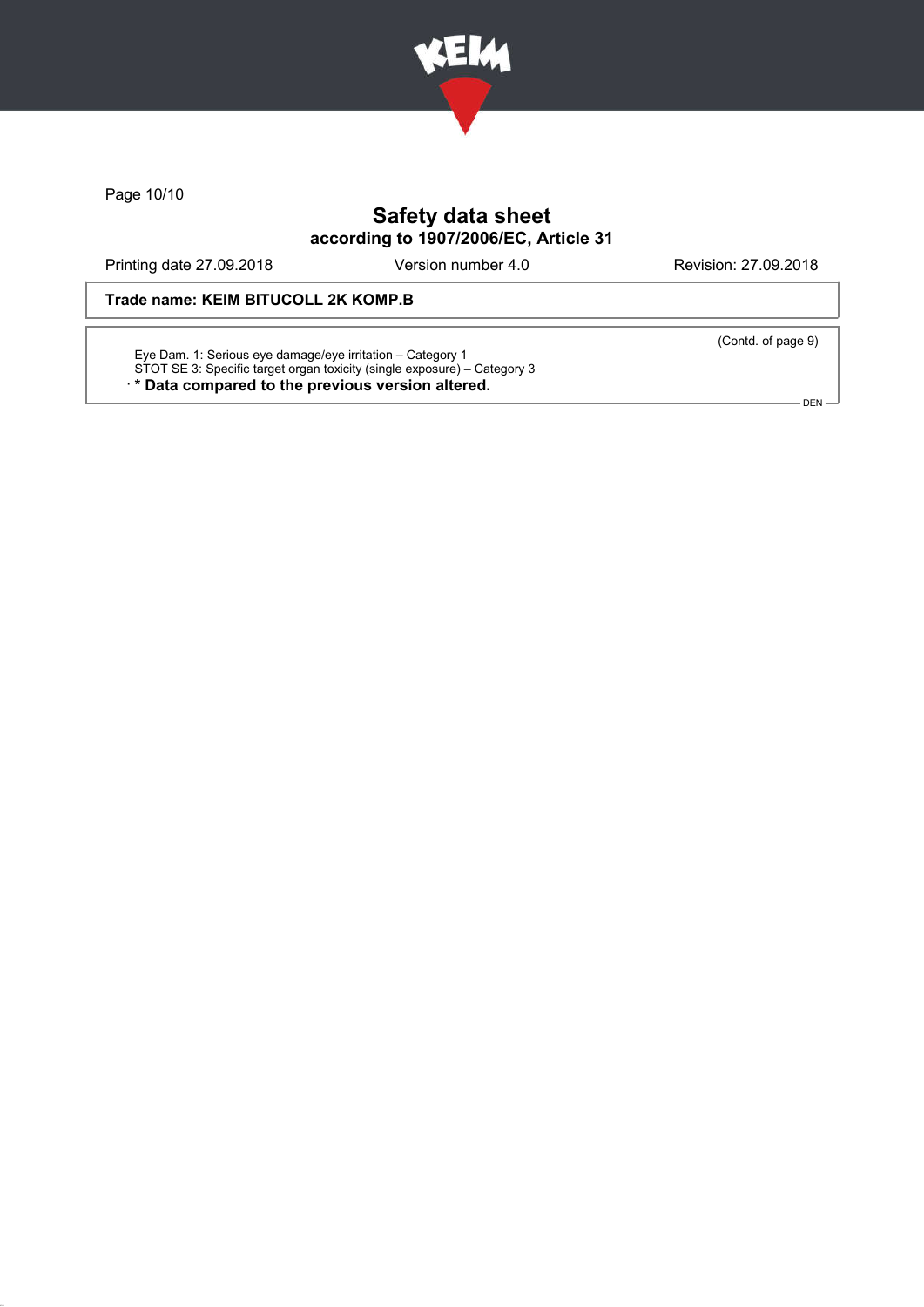# Safety data sheet
## according to 1907/2006/EC, Article 31

Printing date 27.09.2018 Version number 4.0 Revision: 27.09.2018

**Trade name: KEIM BITUCOLL 2K KOMP.B**

(Contd. of page 9)

Eye Dam. 1: Serious eye damage/eye irritation – Category 1
STOT SE 3: Specific target organ toxicity (single exposure) – Category 3

· **\* Data compared to the previous version altered.**

DEN